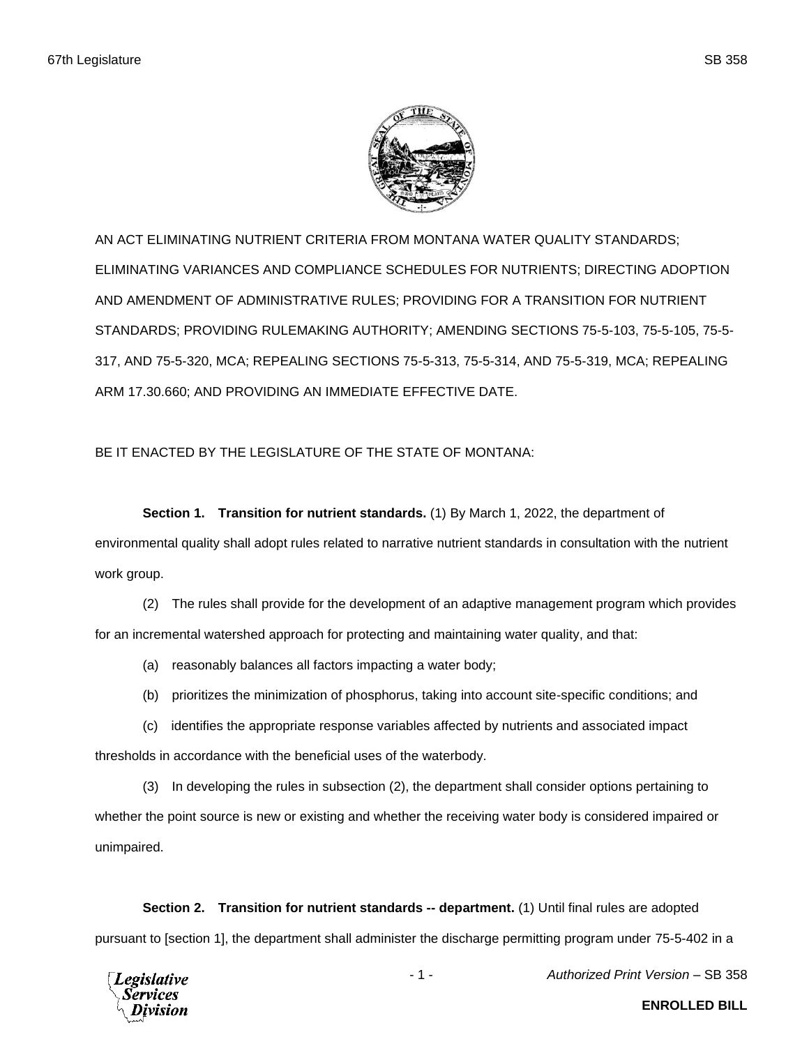AN ACT ELIMINATING NUTRIENT CRITERIA FROM MONTANA WATER QUALITY STANDARDS; ELIMINATING VARIANCES AND COMPLIANCE SCHEDULES FOR NUTRIENTS; DIRECTING ADOPTION AND AMENDMENT OF ADMINISTRATIVE RULES; PROVIDING FOR A TRANSITION FOR NUTRIENT STANDARDS; PROVIDING RULEMAKING AUTHORITY; AMENDING SECTIONS 75-5-103, 75-5-105, 75-5-317, AND 75-5-320, MCA; REPEALING SECTIONS 75-5-313, 75-5-314, AND 75-5-319, MCA; REPEALING ARM 17.30.660; AND PROVIDING AN IMMEDIATE EFFECTIVE DATE.

BE IT ENACTED BY THE LEGISLATURE OF THE STATE OF MONTANA:

**Section 1. Transition for nutrient standards.** (1) By March 1, 2022, the department of environmental quality shall adopt rules related to narrative nutrient standards in consultation with the nutrient work group.

(2) The rules shall provide for the development of an adaptive management program which provides for an incremental watershed approach for protecting and maintaining water quality, and that:

(a) reasonably balances all factors impacting a water body;

(b) prioritizes the minimization of phosphorus, taking into account site-specific conditions; and

(c) identifies the appropriate response variables affected by nutrients and associated impact thresholds in accordance with the beneficial uses of the waterbody.

(3) In developing the rules in subsection (2), the department shall consider options pertaining to whether the point source is new or existing and whether the receiving water body is considered impaired or unimpaired.

**Section 2. Transition for nutrient standards -- department.** (1) Until final rules are adopted pursuant to [section 1], the department shall administer the discharge permitting program under 75-5-402 in a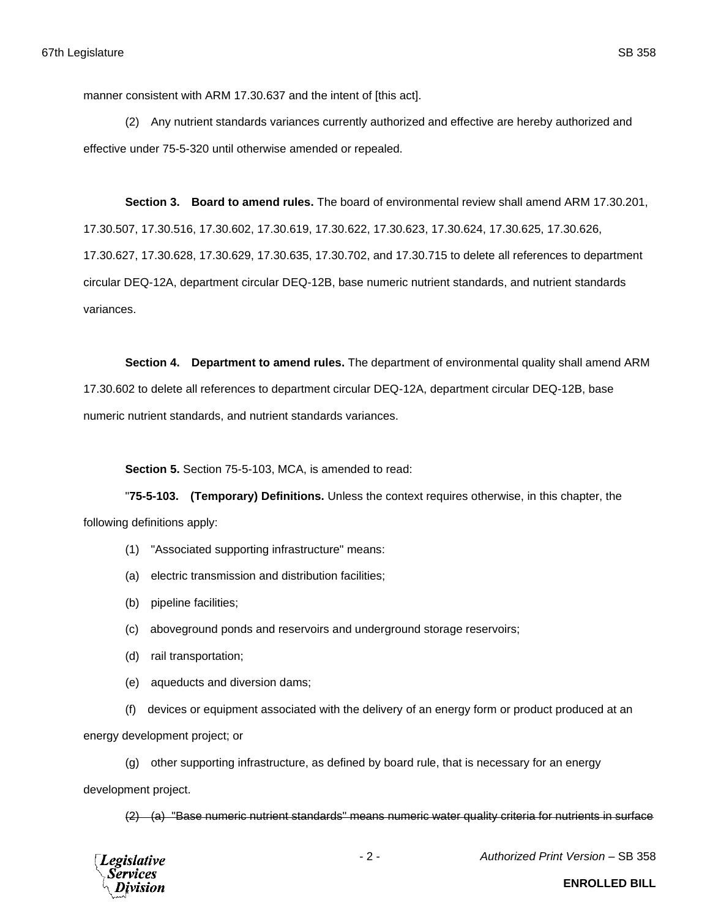manner consistent with ARM 17.30.637 and the intent of [this act].

(2) Any nutrient standards variances currently authorized and effective are hereby authorized and effective under 75-5-320 until otherwise amended or repealed.

**Section 3. Board to amend rules.** The board of environmental review shall amend ARM 17.30.201, 17.30.507, 17.30.516, 17.30.602, 17.30.619, 17.30.622, 17.30.623, 17.30.624, 17.30.625, 17.30.626, 17.30.627, 17.30.628, 17.30.629, 17.30.635, 17.30.702, and 17.30.715 to delete all references to department circular DEQ-12A, department circular DEQ-12B, base numeric nutrient standards, and nutrient standards variances.

**Section 4. Department to amend rules.** The department of environmental quality shall amend ARM 17.30.602 to delete all references to department circular DEQ-12A, department circular DEQ-12B, base numeric nutrient standards, and nutrient standards variances.

**Section 5.** Section 75-5-103, MCA, is amended to read:

"**75-5-103. (Temporary) Definitions.** Unless the context requires otherwise, in this chapter, the following definitions apply:

(1) "Associated supporting infrastructure" means:

(a) electric transmission and distribution facilities;

(b) pipeline facilities;

(c) aboveground ponds and reservoirs and underground storage reservoirs;

(d) rail transportation;

(e) aqueducts and diversion dams;

(f) devices or equipment associated with the delivery of an energy form or product produced at an energy development project; or

(g) other supporting infrastructure, as defined by board rule, that is necessary for an energy development project.

~~(2) (a) "Base numeric nutrient standards" means numeric water quality criteria for nutrients in surface~~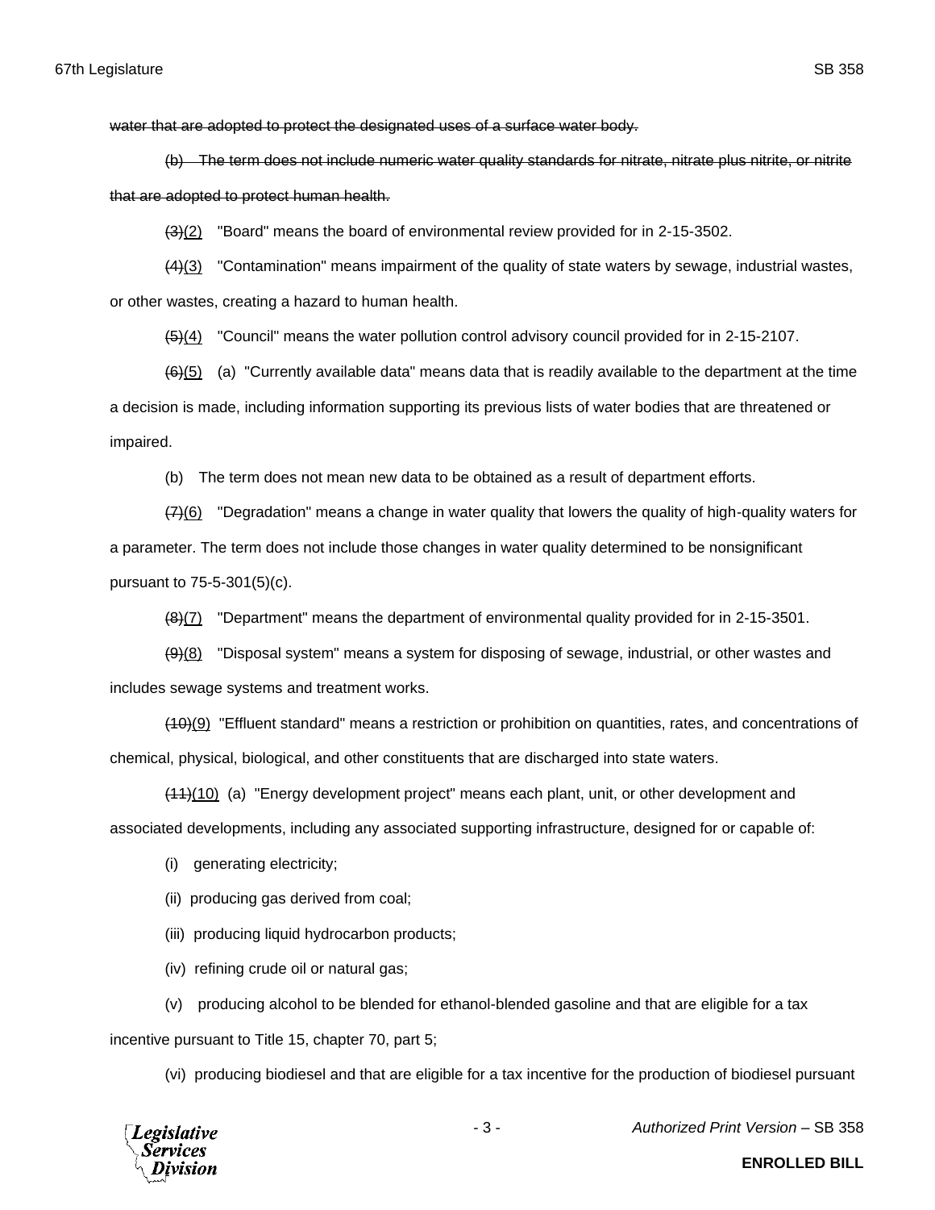~~water that are adopted to protect the designated uses of a surface water body.~~

~~(b) The term does not include numeric water quality standards for nitrate, nitrate plus nitrite, or nitrite that are adopted to protect human health.~~

~~(3)~~(2) "Board" means the board of environmental review provided for in 2-15-3502.

~~(4)~~(3) "Contamination" means impairment of the quality of state waters by sewage, industrial wastes, or other wastes, creating a hazard to human health.

~~(5)~~(4) "Council" means the water pollution control advisory council provided for in 2-15-2107.

~~(6)~~(5) (a) "Currently available data" means data that is readily available to the department at the time a decision is made, including information supporting its previous lists of water bodies that are threatened or impaired.

(b) The term does not mean new data to be obtained as a result of department efforts.

~~(7)~~(6) "Degradation" means a change in water quality that lowers the quality of high-quality waters for a parameter. The term does not include those changes in water quality determined to be nonsignificant pursuant to 75-5-301(5)(c).

~~(8)~~(7) "Department" means the department of environmental quality provided for in 2-15-3501.

~~(9)~~(8) "Disposal system" means a system for disposing of sewage, industrial, or other wastes and includes sewage systems and treatment works.

~~(10)~~(9) "Effluent standard" means a restriction or prohibition on quantities, rates, and concentrations of chemical, physical, biological, and other constituents that are discharged into state waters.

~~(11)~~(10) (a) "Energy development project" means each plant, unit, or other development and associated developments, including any associated supporting infrastructure, designed for or capable of:

(i) generating electricity;

(ii) producing gas derived from coal;

(iii) producing liquid hydrocarbon products;

(iv) refining crude oil or natural gas;

(v) producing alcohol to be blended for ethanol-blended gasoline and that are eligible for a tax incentive pursuant to Title 15, chapter 70, part 5;

(vi) producing biodiesel and that are eligible for a tax incentive for the production of biodiesel pursuant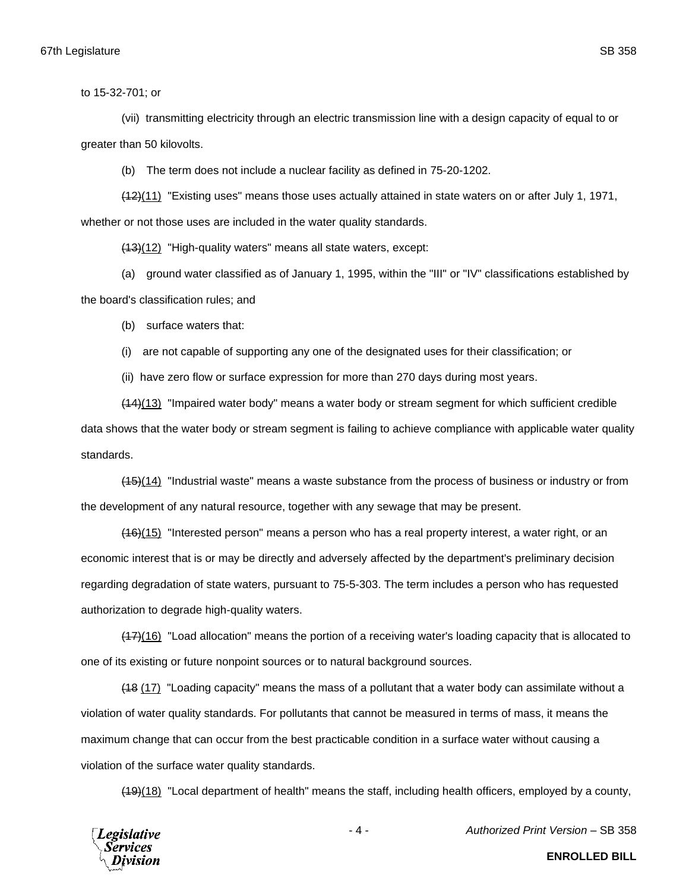to 15-32-701; or

(vii) transmitting electricity through an electric transmission line with a design capacity of equal to or greater than 50 kilovolts.

(b) The term does not include a nuclear facility as defined in 75-20-1202.

~~(12)~~(11) "Existing uses" means those uses actually attained in state waters on or after July 1, 1971, whether or not those uses are included in the water quality standards.

~~(13)~~(12) "High-quality waters" means all state waters, except:

(a) ground water classified as of January 1, 1995, within the "III" or "IV" classifications established by the board's classification rules; and

(b) surface waters that:

(i) are not capable of supporting any one of the designated uses for their classification; or

(ii) have zero flow or surface expression for more than 270 days during most years.

~~(14)~~(13) "Impaired water body" means a water body or stream segment for which sufficient credible data shows that the water body or stream segment is failing to achieve compliance with applicable water quality standards.

~~(15)~~(14) "Industrial waste" means a waste substance from the process of business or industry or from the development of any natural resource, together with any sewage that may be present.

~~(16)~~(15) "Interested person" means a person who has a real property interest, a water right, or an economic interest that is or may be directly and adversely affected by the department's preliminary decision regarding degradation of state waters, pursuant to 75-5-303. The term includes a person who has requested authorization to degrade high-quality waters.

~~(17)~~(16) "Load allocation" means the portion of a receiving water's loading capacity that is allocated to one of its existing or future nonpoint sources or to natural background sources.

~~(18~~ (17) "Loading capacity" means the mass of a pollutant that a water body can assimilate without a violation of water quality standards. For pollutants that cannot be measured in terms of mass, it means the maximum change that can occur from the best practicable condition in a surface water without causing a violation of the surface water quality standards.

~~(19)~~(18) "Local department of health" means the staff, including health officers, employed by a county,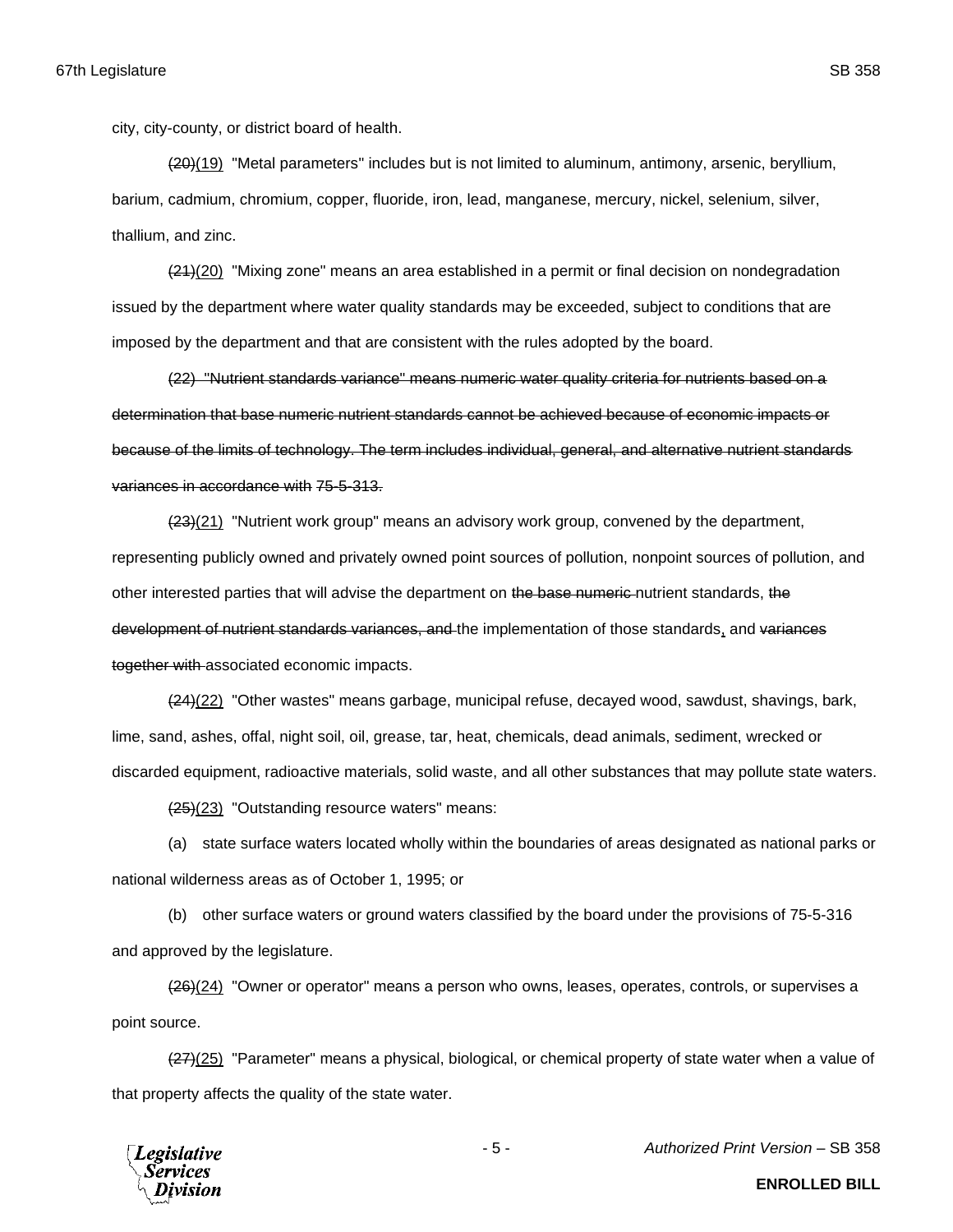city, city-county, or district board of health.

~~(20)~~(19) "Metal parameters" includes but is not limited to aluminum, antimony, arsenic, beryllium, barium, cadmium, chromium, copper, fluoride, iron, lead, manganese, mercury, nickel, selenium, silver, thallium, and zinc.

~~(21)~~(20) "Mixing zone" means an area established in a permit or final decision on nondegradation issued by the department where water quality standards may be exceeded, subject to conditions that are imposed by the department and that are consistent with the rules adopted by the board.

~~(22) "Nutrient standards variance" means numeric water quality criteria for nutrients based on a determination that base numeric nutrient standards cannot be achieved because of economic impacts or because of the limits of technology. The term includes individual, general, and alternative nutrient standards variances in accordance with 75-5-313.~~

~~(23)~~(21) "Nutrient work group" means an advisory work group, convened by the department, representing publicly owned and privately owned point sources of pollution, nonpoint sources of pollution, and other interested parties that will advise the department on ~~the base numeric~~ nutrient standards, ~~the development of nutrient standards variances, and~~ the implementation of those standards, and ~~variances together with~~ associated economic impacts.

~~(24)~~(22) "Other wastes" means garbage, municipal refuse, decayed wood, sawdust, shavings, bark, lime, sand, ashes, offal, night soil, oil, grease, tar, heat, chemicals, dead animals, sediment, wrecked or discarded equipment, radioactive materials, solid waste, and all other substances that may pollute state waters.

~~(25)~~(23) "Outstanding resource waters" means:

(a) state surface waters located wholly within the boundaries of areas designated as national parks or national wilderness areas as of October 1, 1995; or

(b) other surface waters or ground waters classified by the board under the provisions of 75-5-316 and approved by the legislature.

~~(26)~~(24) "Owner or operator" means a person who owns, leases, operates, controls, or supervises a point source.

~~(27)~~(25) "Parameter" means a physical, biological, or chemical property of state water when a value of that property affects the quality of the state water.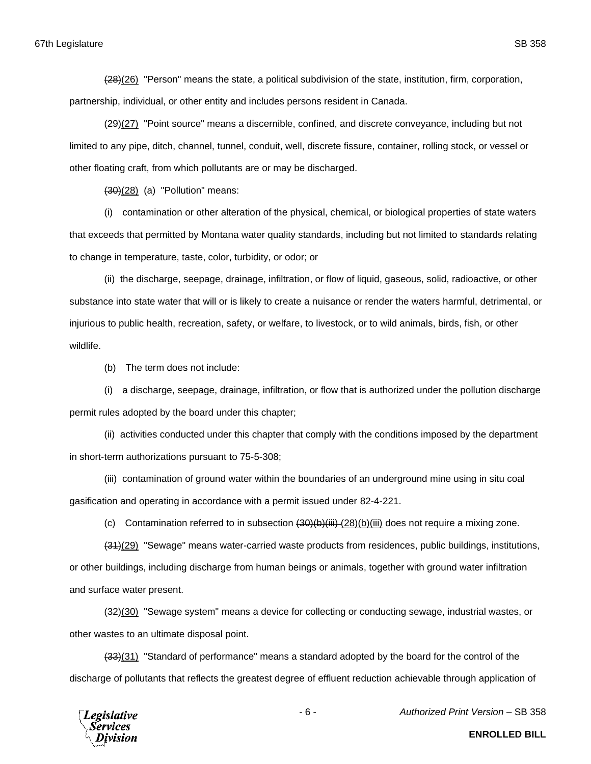~~(28)~~(26) "Person" means the state, a political subdivision of the state, institution, firm, corporation, partnership, individual, or other entity and includes persons resident in Canada.

~~(29)~~(27) "Point source" means a discernible, confined, and discrete conveyance, including but not limited to any pipe, ditch, channel, tunnel, conduit, well, discrete fissure, container, rolling stock, or vessel or other floating craft, from which pollutants are or may be discharged.

~~(30)~~(28) (a) "Pollution" means:

(i) contamination or other alteration of the physical, chemical, or biological properties of state waters that exceeds that permitted by Montana water quality standards, including but not limited to standards relating to change in temperature, taste, color, turbidity, or odor; or

(ii) the discharge, seepage, drainage, infiltration, or flow of liquid, gaseous, solid, radioactive, or other substance into state water that will or is likely to create a nuisance or render the waters harmful, detrimental, or injurious to public health, recreation, safety, or welfare, to livestock, or to wild animals, birds, fish, or other wildlife.

(b) The term does not include:

(i) a discharge, seepage, drainage, infiltration, or flow that is authorized under the pollution discharge permit rules adopted by the board under this chapter;

(ii) activities conducted under this chapter that comply with the conditions imposed by the department in short-term authorizations pursuant to 75-5-308;

(iii) contamination of ground water within the boundaries of an underground mine using in situ coal gasification and operating in accordance with a permit issued under 82-4-221.

(c) Contamination referred to in subsection ~~(30)(b)(iii)~~ (28)(b)(iii) does not require a mixing zone.

~~(31)~~(29) "Sewage" means water-carried waste products from residences, public buildings, institutions, or other buildings, including discharge from human beings or animals, together with ground water infiltration and surface water present.

~~(32)~~(30) "Sewage system" means a device for collecting or conducting sewage, industrial wastes, or other wastes to an ultimate disposal point.

~~(33)~~(31) "Standard of performance" means a standard adopted by the board for the control of the discharge of pollutants that reflects the greatest degree of effluent reduction achievable through application of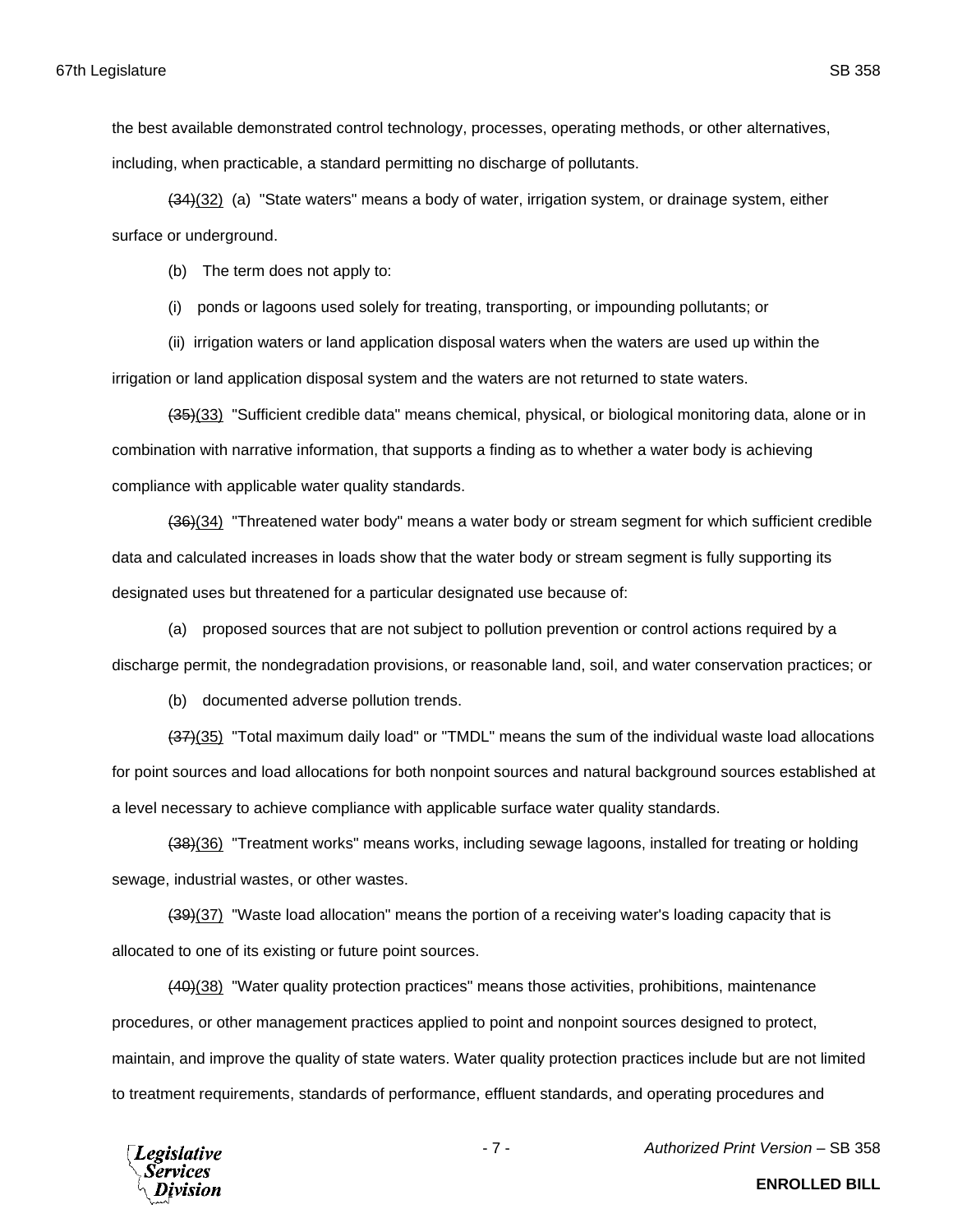the best available demonstrated control technology, processes, operating methods, or other alternatives, including, when practicable, a standard permitting no discharge of pollutants.

~~(34)~~(32) (a) "State waters" means a body of water, irrigation system, or drainage system, either surface or underground.

(b) The term does not apply to:

(i) ponds or lagoons used solely for treating, transporting, or impounding pollutants; or

(ii) irrigation waters or land application disposal waters when the waters are used up within the irrigation or land application disposal system and the waters are not returned to state waters.

~~(35)~~(33) "Sufficient credible data" means chemical, physical, or biological monitoring data, alone or in combination with narrative information, that supports a finding as to whether a water body is achieving compliance with applicable water quality standards.

~~(36)~~(34) "Threatened water body" means a water body or stream segment for which sufficient credible data and calculated increases in loads show that the water body or stream segment is fully supporting its designated uses but threatened for a particular designated use because of:

(a) proposed sources that are not subject to pollution prevention or control actions required by a discharge permit, the nondegradation provisions, or reasonable land, soil, and water conservation practices; or

(b) documented adverse pollution trends.

~~(37)~~(35) "Total maximum daily load" or "TMDL" means the sum of the individual waste load allocations for point sources and load allocations for both nonpoint sources and natural background sources established at a level necessary to achieve compliance with applicable surface water quality standards.

~~(38)~~(36) "Treatment works" means works, including sewage lagoons, installed for treating or holding sewage, industrial wastes, or other wastes.

~~(39)~~(37) "Waste load allocation" means the portion of a receiving water's loading capacity that is allocated to one of its existing or future point sources.

~~(40)~~(38) "Water quality protection practices" means those activities, prohibitions, maintenance procedures, or other management practices applied to point and nonpoint sources designed to protect, maintain, and improve the quality of state waters. Water quality protection practices include but are not limited to treatment requirements, standards of performance, effluent standards, and operating procedures and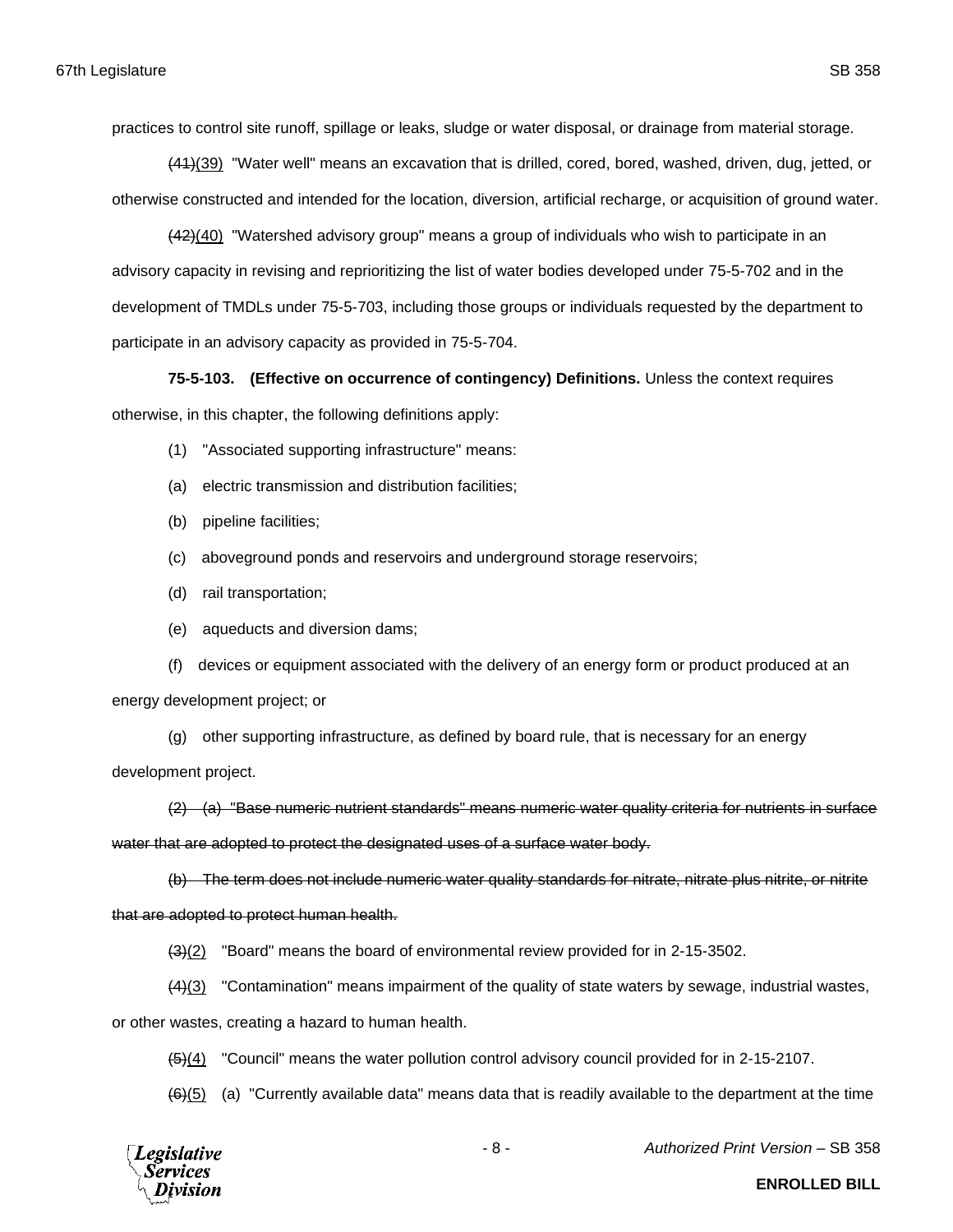practices to control site runoff, spillage or leaks, sludge or water disposal, or drainage from material storage.

~~(41)~~(39) "Water well" means an excavation that is drilled, cored, bored, washed, driven, dug, jetted, or otherwise constructed and intended for the location, diversion, artificial recharge, or acquisition of ground water.

~~(42)~~(40) "Watershed advisory group" means a group of individuals who wish to participate in an advisory capacity in revising and reprioritizing the list of water bodies developed under 75-5-702 and in the development of TMDLs under 75-5-703, including those groups or individuals requested by the department to participate in an advisory capacity as provided in 75-5-704.

**75-5-103. (Effective on occurrence of contingency) Definitions.** Unless the context requires otherwise, in this chapter, the following definitions apply:

(1) "Associated supporting infrastructure" means:

(a) electric transmission and distribution facilities;

(b) pipeline facilities;

(c) aboveground ponds and reservoirs and underground storage reservoirs;

(d) rail transportation;

(e) aqueducts and diversion dams;

(f) devices or equipment associated with the delivery of an energy form or product produced at an energy development project; or

(g) other supporting infrastructure, as defined by board rule, that is necessary for an energy development project.

~~(2) (a) "Base numeric nutrient standards" means numeric water quality criteria for nutrients in surface water that are adopted to protect the designated uses of a surface water body.~~

~~(b) The term does not include numeric water quality standards for nitrate, nitrate plus nitrite, or nitrite that are adopted to protect human health.~~

~~(3)~~(2) "Board" means the board of environmental review provided for in 2-15-3502.

~~(4)~~(3) "Contamination" means impairment of the quality of state waters by sewage, industrial wastes, or other wastes, creating a hazard to human health.

~~(5)~~(4) "Council" means the water pollution control advisory council provided for in 2-15-2107.

~~(6)~~(5) (a) "Currently available data" means data that is readily available to the department at the time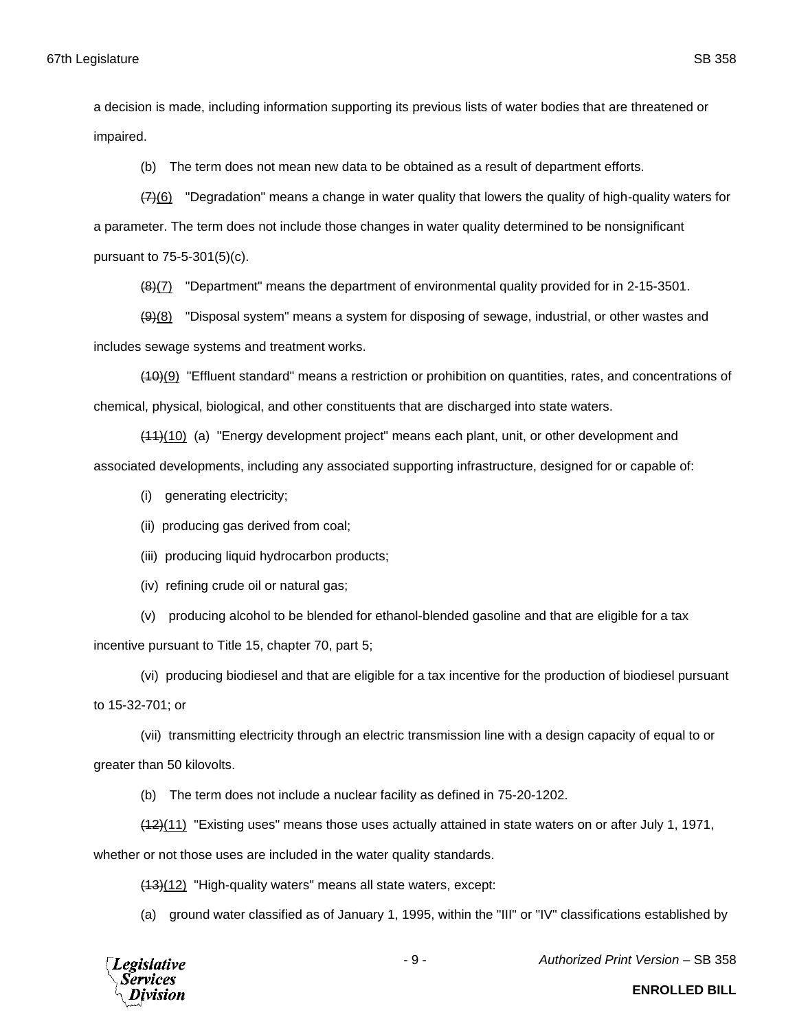a decision is made, including information supporting its previous lists of water bodies that are threatened or impaired.

(b) The term does not mean new data to be obtained as a result of department efforts.

~~(7)~~<u>(6)</u> "Degradation" means a change in water quality that lowers the quality of high-quality waters for a parameter. The term does not include those changes in water quality determined to be nonsignificant pursuant to 75-5-301(5)(c).

~~(8)~~<u>(7)</u> "Department" means the department of environmental quality provided for in 2-15-3501.

~~(9)~~<u>(8)</u> "Disposal system" means a system for disposing of sewage, industrial, or other wastes and includes sewage systems and treatment works.

~~(10)~~<u>(9)</u> "Effluent standard" means a restriction or prohibition on quantities, rates, and concentrations of chemical, physical, biological, and other constituents that are discharged into state waters.

~~(11)~~<u>(10)</u> (a) "Energy development project" means each plant, unit, or other development and associated developments, including any associated supporting infrastructure, designed for or capable of:

(i) generating electricity;

(ii) producing gas derived from coal;

(iii) producing liquid hydrocarbon products;

(iv) refining crude oil or natural gas;

(v) producing alcohol to be blended for ethanol-blended gasoline and that are eligible for a tax incentive pursuant to Title 15, chapter 70, part 5;

(vi) producing biodiesel and that are eligible for a tax incentive for the production of biodiesel pursuant to 15-32-701; or

(vii) transmitting electricity through an electric transmission line with a design capacity of equal to or greater than 50 kilovolts.

(b) The term does not include a nuclear facility as defined in 75-20-1202.

~~(12)~~<u>(11)</u> "Existing uses" means those uses actually attained in state waters on or after July 1, 1971, whether or not those uses are included in the water quality standards.

~~(13)~~<u>(12)</u> "High-quality waters" means all state waters, except:

(a) ground water classified as of January 1, 1995, within the "III" or "IV" classifications established by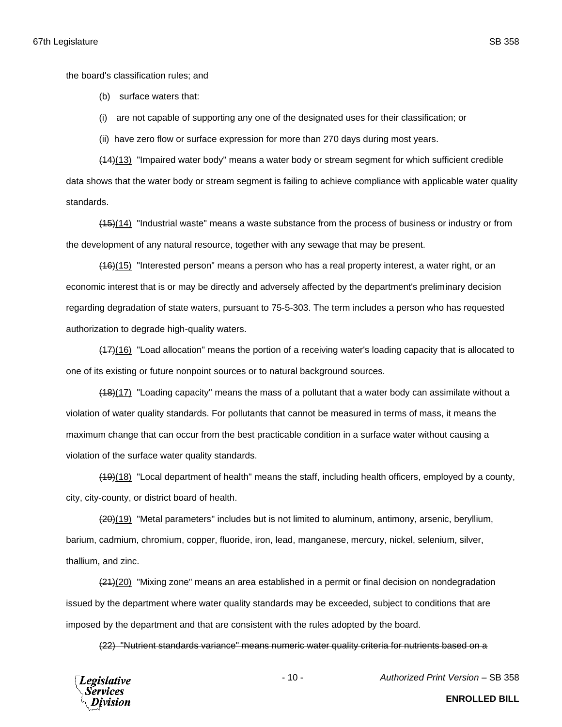the board's classification rules; and

(b) surface waters that:

(i) are not capable of supporting any one of the designated uses for their classification; or

(ii) have zero flow or surface expression for more than 270 days during most years.

~~(14)~~(13) "Impaired water body" means a water body or stream segment for which sufficient credible data shows that the water body or stream segment is failing to achieve compliance with applicable water quality standards.

~~(15)~~(14) "Industrial waste" means a waste substance from the process of business or industry or from the development of any natural resource, together with any sewage that may be present.

~~(16)~~(15) "Interested person" means a person who has a real property interest, a water right, or an economic interest that is or may be directly and adversely affected by the department's preliminary decision regarding degradation of state waters, pursuant to 75-5-303. The term includes a person who has requested authorization to degrade high-quality waters.

~~(17)~~(16) "Load allocation" means the portion of a receiving water's loading capacity that is allocated to one of its existing or future nonpoint sources or to natural background sources.

~~(18)~~(17) "Loading capacity" means the mass of a pollutant that a water body can assimilate without a violation of water quality standards. For pollutants that cannot be measured in terms of mass, it means the maximum change that can occur from the best practicable condition in a surface water without causing a violation of the surface water quality standards.

~~(19)~~(18) "Local department of health" means the staff, including health officers, employed by a county, city, city-county, or district board of health.

~~(20)~~(19) "Metal parameters" includes but is not limited to aluminum, antimony, arsenic, beryllium, barium, cadmium, chromium, copper, fluoride, iron, lead, manganese, mercury, nickel, selenium, silver, thallium, and zinc.

~~(21)~~(20) "Mixing zone" means an area established in a permit or final decision on nondegradation issued by the department where water quality standards may be exceeded, subject to conditions that are imposed by the department and that are consistent with the rules adopted by the board.

~~(22) "Nutrient standards variance" means numeric water quality criteria for nutrients based on a~~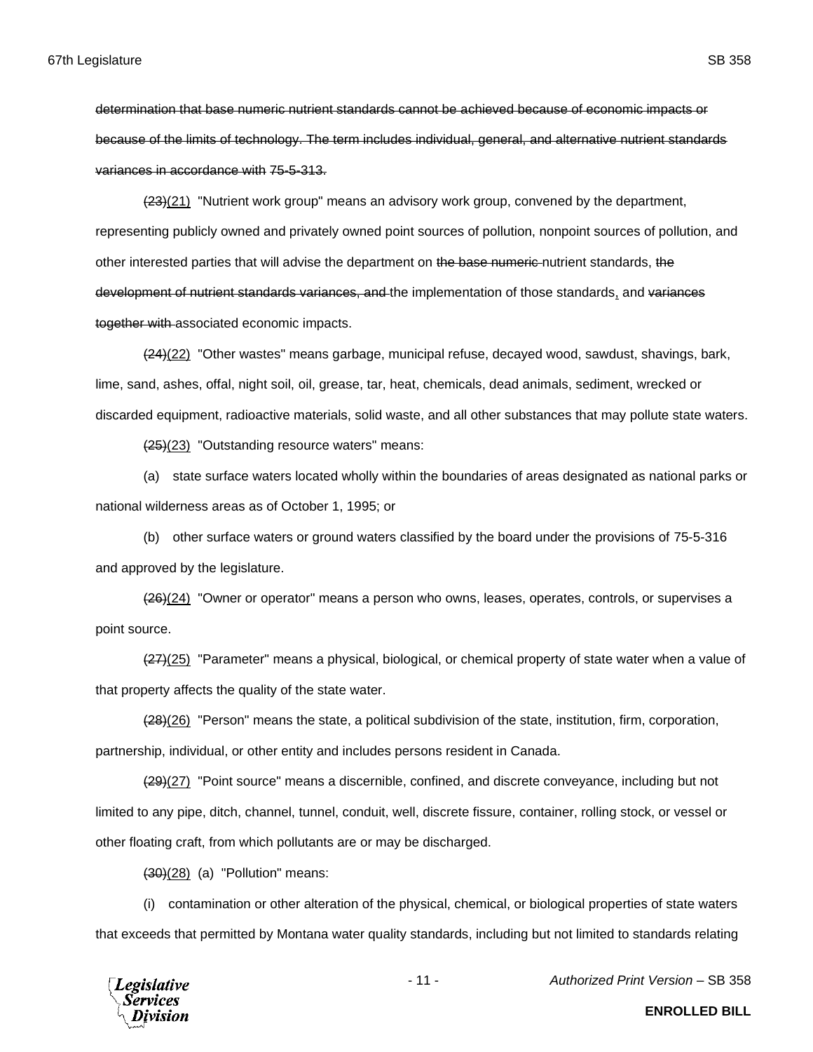~~determination that base numeric nutrient standards cannot be achieved because of economic impacts or because of the limits of technology. The term includes individual, general, and alternative nutrient standards variances in accordance with 75-5-313.~~

~~(23)~~(21) "Nutrient work group" means an advisory work group, convened by the department, representing publicly owned and privately owned point sources of pollution, nonpoint sources of pollution, and other interested parties that will advise the department on ~~the base numeric~~ nutrient standards, ~~the development of nutrient standards variances, and~~ the implementation of those standards, and ~~variances together with~~ associated economic impacts.

~~(24)~~(22) "Other wastes" means garbage, municipal refuse, decayed wood, sawdust, shavings, bark, lime, sand, ashes, offal, night soil, oil, grease, tar, heat, chemicals, dead animals, sediment, wrecked or discarded equipment, radioactive materials, solid waste, and all other substances that may pollute state waters.

~~(25)~~(23) "Outstanding resource waters" means:

(a) state surface waters located wholly within the boundaries of areas designated as national parks or national wilderness areas as of October 1, 1995; or

(b) other surface waters or ground waters classified by the board under the provisions of 75-5-316 and approved by the legislature.

~~(26)~~(24) "Owner or operator" means a person who owns, leases, operates, controls, or supervises a point source.

~~(27)~~(25) "Parameter" means a physical, biological, or chemical property of state water when a value of that property affects the quality of the state water.

~~(28)~~(26) "Person" means the state, a political subdivision of the state, institution, firm, corporation, partnership, individual, or other entity and includes persons resident in Canada.

~~(29)~~(27) "Point source" means a discernible, confined, and discrete conveyance, including but not limited to any pipe, ditch, channel, tunnel, conduit, well, discrete fissure, container, rolling stock, or vessel or other floating craft, from which pollutants are or may be discharged.

~~(30)~~(28) (a) "Pollution" means:

(i) contamination or other alteration of the physical, chemical, or biological properties of state waters that exceeds that permitted by Montana water quality standards, including but not limited to standards relating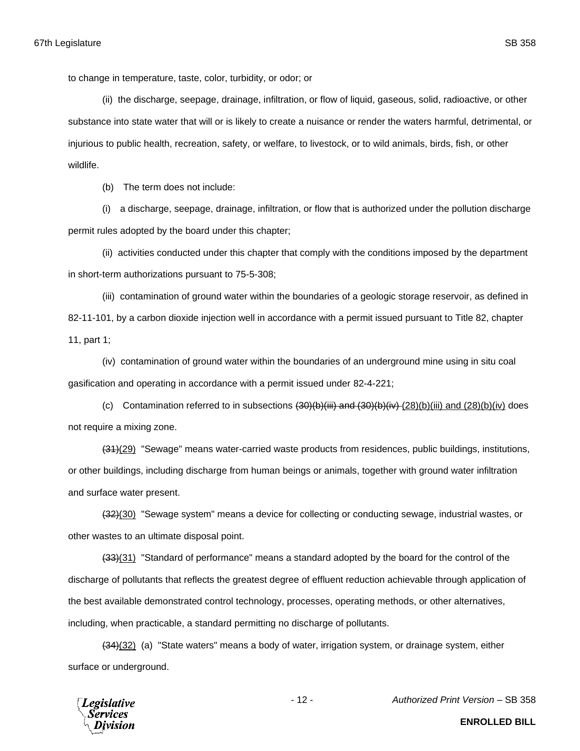to change in temperature, taste, color, turbidity, or odor; or

(ii) the discharge, seepage, drainage, infiltration, or flow of liquid, gaseous, solid, radioactive, or other substance into state water that will or is likely to create a nuisance or render the waters harmful, detrimental, or injurious to public health, recreation, safety, or welfare, to livestock, or to wild animals, birds, fish, or other wildlife.

(b) The term does not include:

(i) a discharge, seepage, drainage, infiltration, or flow that is authorized under the pollution discharge permit rules adopted by the board under this chapter;

(ii) activities conducted under this chapter that comply with the conditions imposed by the department in short-term authorizations pursuant to 75-5-308;

(iii) contamination of ground water within the boundaries of a geologic storage reservoir, as defined in 82-11-101, by a carbon dioxide injection well in accordance with a permit issued pursuant to Title 82, chapter 11, part 1;

(iv) contamination of ground water within the boundaries of an underground mine using in situ coal gasification and operating in accordance with a permit issued under 82-4-221;

(c) Contamination referred to in subsections ~~(30)(b)(iii) and (30)(b)(iv)~~ (28)(b)(iii) and (28)(b)(iv) does not require a mixing zone.

~~(31)~~(29) "Sewage" means water-carried waste products from residences, public buildings, institutions, or other buildings, including discharge from human beings or animals, together with ground water infiltration and surface water present.

~~(32)~~(30) "Sewage system" means a device for collecting or conducting sewage, industrial wastes, or other wastes to an ultimate disposal point.

~~(33)~~(31) "Standard of performance" means a standard adopted by the board for the control of the discharge of pollutants that reflects the greatest degree of effluent reduction achievable through application of the best available demonstrated control technology, processes, operating methods, or other alternatives, including, when practicable, a standard permitting no discharge of pollutants.

~~(34)~~(32) (a) "State waters" means a body of water, irrigation system, or drainage system, either surface or underground.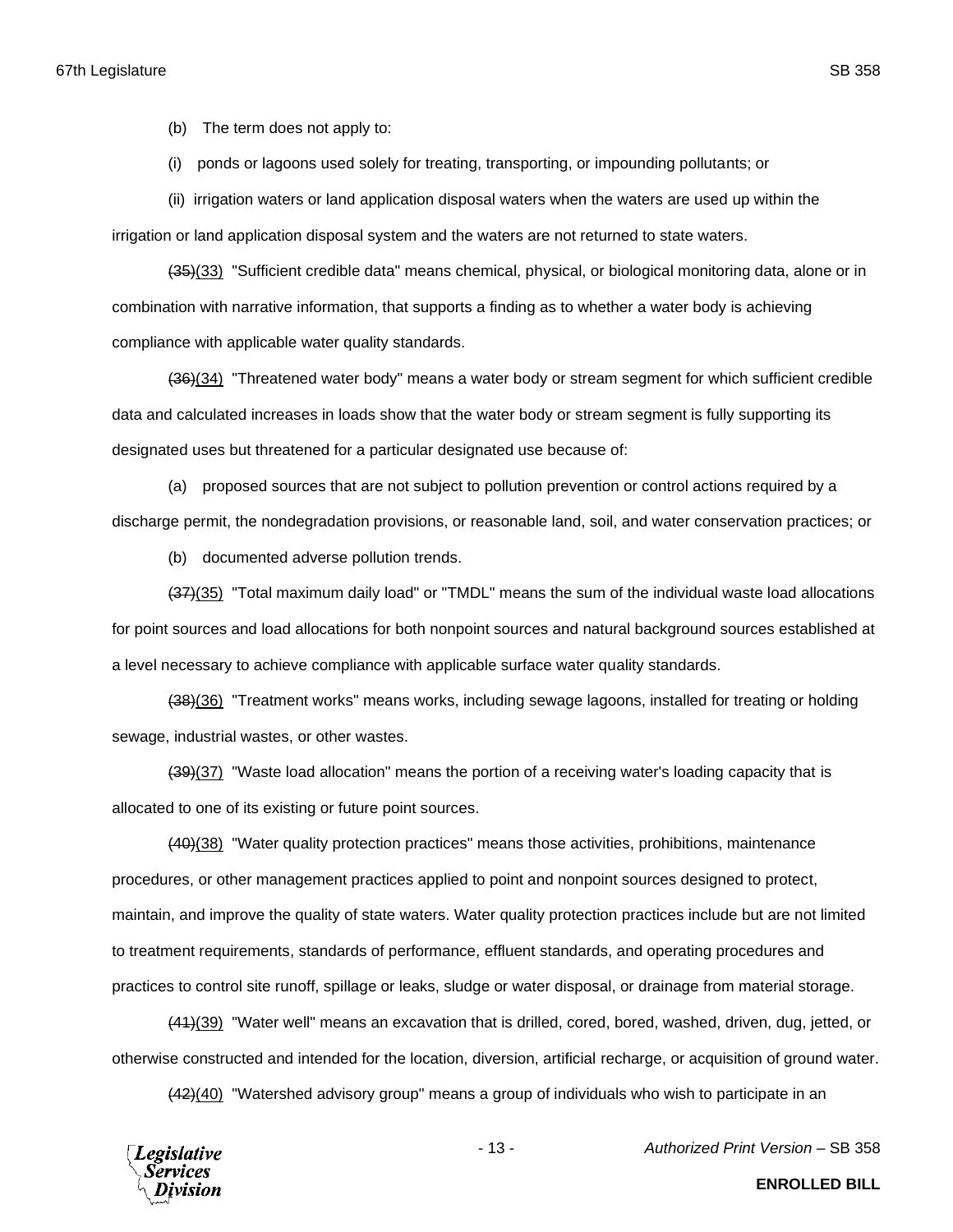(b) The term does not apply to:

(i) ponds or lagoons used solely for treating, transporting, or impounding pollutants; or

(ii) irrigation waters or land application disposal waters when the waters are used up within the irrigation or land application disposal system and the waters are not returned to state waters.

~~(35)~~(33) "Sufficient credible data" means chemical, physical, or biological monitoring data, alone or in combination with narrative information, that supports a finding as to whether a water body is achieving compliance with applicable water quality standards.

~~(36)~~(34) "Threatened water body" means a water body or stream segment for which sufficient credible data and calculated increases in loads show that the water body or stream segment is fully supporting its designated uses but threatened for a particular designated use because of:

(a) proposed sources that are not subject to pollution prevention or control actions required by a discharge permit, the nondegradation provisions, or reasonable land, soil, and water conservation practices; or

(b) documented adverse pollution trends.

~~(37)~~(35) "Total maximum daily load" or "TMDL" means the sum of the individual waste load allocations for point sources and load allocations for both nonpoint sources and natural background sources established at a level necessary to achieve compliance with applicable surface water quality standards.

~~(38)~~(36) "Treatment works" means works, including sewage lagoons, installed for treating or holding sewage, industrial wastes, or other wastes.

~~(39)~~(37) "Waste load allocation" means the portion of a receiving water's loading capacity that is allocated to one of its existing or future point sources.

~~(40)~~(38) "Water quality protection practices" means those activities, prohibitions, maintenance procedures, or other management practices applied to point and nonpoint sources designed to protect, maintain, and improve the quality of state waters. Water quality protection practices include but are not limited to treatment requirements, standards of performance, effluent standards, and operating procedures and practices to control site runoff, spillage or leaks, sludge or water disposal, or drainage from material storage.

~~(41)~~(39) "Water well" means an excavation that is drilled, cored, bored, washed, driven, dug, jetted, or otherwise constructed and intended for the location, diversion, artificial recharge, or acquisition of ground water.

~~(42)~~(40) "Watershed advisory group" means a group of individuals who wish to participate in an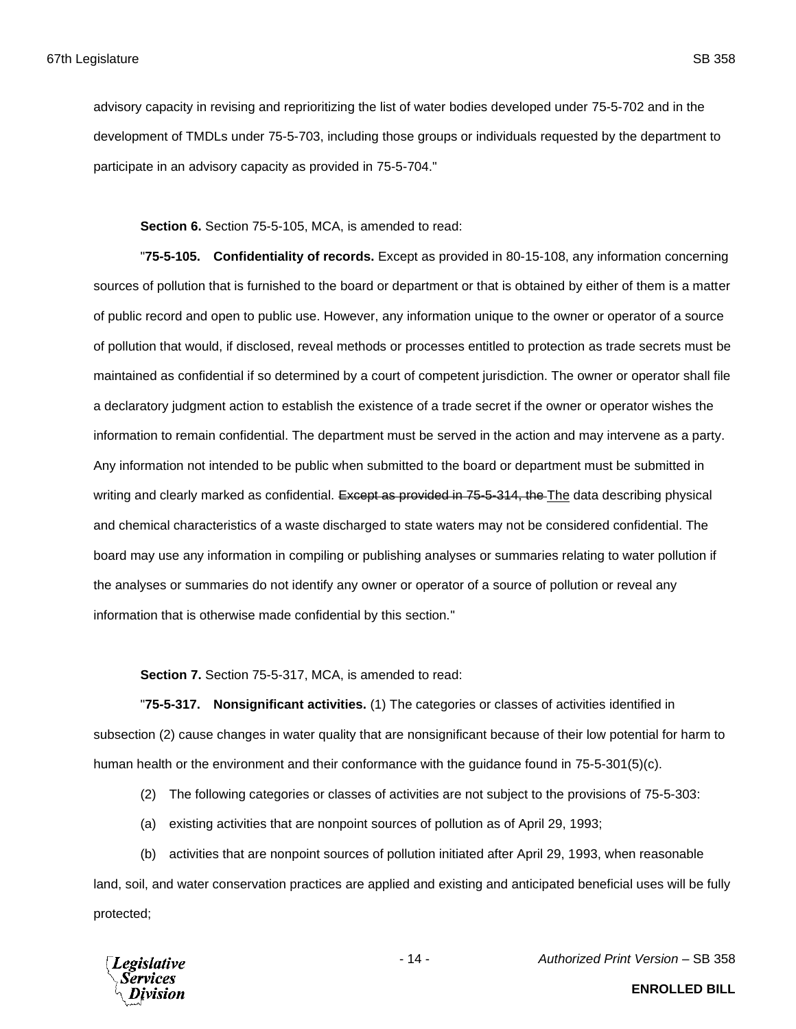advisory capacity in revising and reprioritizing the list of water bodies developed under 75-5-702 and in the development of TMDLs under 75-5-703, including those groups or individuals requested by the department to participate in an advisory capacity as provided in 75-5-704."

**Section 6.** Section 75-5-105, MCA, is amended to read:

"**75-5-105. Confidentiality of records.** Except as provided in 80-15-108, any information concerning sources of pollution that is furnished to the board or department or that is obtained by either of them is a matter of public record and open to public use. However, any information unique to the owner or operator of a source of pollution that would, if disclosed, reveal methods or processes entitled to protection as trade secrets must be maintained as confidential if so determined by a court of competent jurisdiction. The owner or operator shall file a declaratory judgment action to establish the existence of a trade secret if the owner or operator wishes the information to remain confidential. The department must be served in the action and may intervene as a party. Any information not intended to be public when submitted to the board or department must be submitted in writing and clearly marked as confidential. ~~Except as provided in 75-5-314, the~~ <u>The</u> data describing physical and chemical characteristics of a waste discharged to state waters may not be considered confidential. The board may use any information in compiling or publishing analyses or summaries relating to water pollution if the analyses or summaries do not identify any owner or operator of a source of pollution or reveal any information that is otherwise made confidential by this section."

**Section 7.** Section 75-5-317, MCA, is amended to read:

"**75-5-317. Nonsignificant activities.** (1) The categories or classes of activities identified in subsection (2) cause changes in water quality that are nonsignificant because of their low potential for harm to human health or the environment and their conformance with the guidance found in 75-5-301(5)(c).

(2) The following categories or classes of activities are not subject to the provisions of 75-5-303:

(a) existing activities that are nonpoint sources of pollution as of April 29, 1993;

(b) activities that are nonpoint sources of pollution initiated after April 29, 1993, when reasonable land, soil, and water conservation practices are applied and existing and anticipated beneficial uses will be fully protected;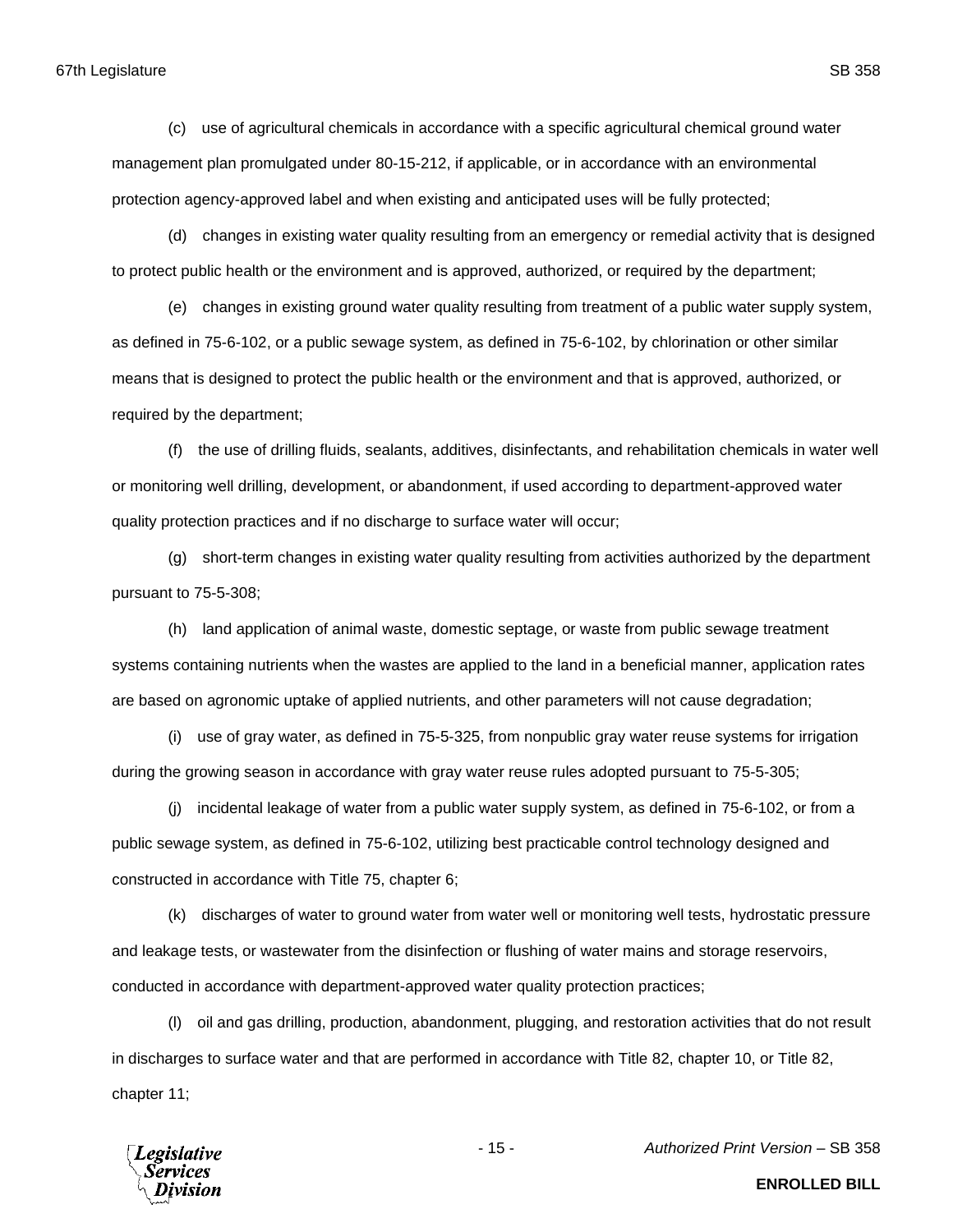(c) use of agricultural chemicals in accordance with a specific agricultural chemical ground water management plan promulgated under 80-15-212, if applicable, or in accordance with an environmental protection agency-approved label and when existing and anticipated uses will be fully protected;

(d) changes in existing water quality resulting from an emergency or remedial activity that is designed to protect public health or the environment and is approved, authorized, or required by the department;

(e) changes in existing ground water quality resulting from treatment of a public water supply system, as defined in 75-6-102, or a public sewage system, as defined in 75-6-102, by chlorination or other similar means that is designed to protect the public health or the environment and that is approved, authorized, or required by the department;

(f) the use of drilling fluids, sealants, additives, disinfectants, and rehabilitation chemicals in water well or monitoring well drilling, development, or abandonment, if used according to department-approved water quality protection practices and if no discharge to surface water will occur;

(g) short-term changes in existing water quality resulting from activities authorized by the department pursuant to 75-5-308;

(h) land application of animal waste, domestic septage, or waste from public sewage treatment systems containing nutrients when the wastes are applied to the land in a beneficial manner, application rates are based on agronomic uptake of applied nutrients, and other parameters will not cause degradation;

(i) use of gray water, as defined in 75-5-325, from nonpublic gray water reuse systems for irrigation during the growing season in accordance with gray water reuse rules adopted pursuant to 75-5-305;

(j) incidental leakage of water from a public water supply system, as defined in 75-6-102, or from a public sewage system, as defined in 75-6-102, utilizing best practicable control technology designed and constructed in accordance with Title 75, chapter 6;

(k) discharges of water to ground water from water well or monitoring well tests, hydrostatic pressure and leakage tests, or wastewater from the disinfection or flushing of water mains and storage reservoirs, conducted in accordance with department-approved water quality protection practices;

(l) oil and gas drilling, production, abandonment, plugging, and restoration activities that do not result in discharges to surface water and that are performed in accordance with Title 82, chapter 10, or Title 82, chapter 11;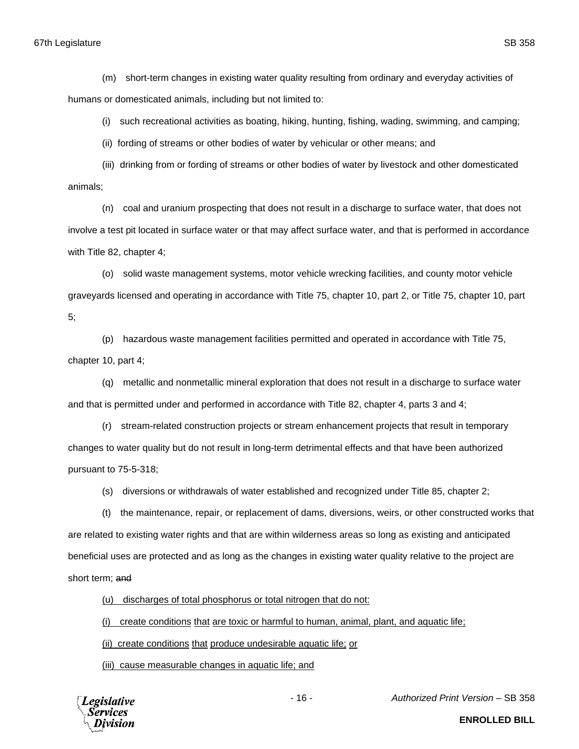(m) short-term changes in existing water quality resulting from ordinary and everyday activities of humans or domesticated animals, including but not limited to:

(i) such recreational activities as boating, hiking, hunting, fishing, wading, swimming, and camping;

(ii) fording of streams or other bodies of water by vehicular or other means; and

(iii) drinking from or fording of streams or other bodies of water by livestock and other domesticated animals;

(n) coal and uranium prospecting that does not result in a discharge to surface water, that does not involve a test pit located in surface water or that may affect surface water, and that is performed in accordance with Title 82, chapter 4;

(o) solid waste management systems, motor vehicle wrecking facilities, and county motor vehicle graveyards licensed and operating in accordance with Title 75, chapter 10, part 2, or Title 75, chapter 10, part 5;

(p) hazardous waste management facilities permitted and operated in accordance with Title 75, chapter 10, part 4;

(q) metallic and nonmetallic mineral exploration that does not result in a discharge to surface water and that is permitted under and performed in accordance with Title 82, chapter 4, parts 3 and 4;

(r) stream-related construction projects or stream enhancement projects that result in temporary changes to water quality but do not result in long-term detrimental effects and that have been authorized pursuant to 75-5-318;

(s) diversions or withdrawals of water established and recognized under Title 85, chapter 2;

(t) the maintenance, repair, or replacement of dams, diversions, weirs, or other constructed works that are related to existing water rights and that are within wilderness areas so long as existing and anticipated beneficial uses are protected and as long as the changes in existing water quality relative to the project are short term; ~~and~~

<u>(u) discharges of total phosphorus or total nitrogen that do not:</u>

<u>(i) create conditions that are toxic or harmful to human, animal, plant, and aquatic life;</u>

<u>(ii) create conditions that produce undesirable aquatic life; or</u>

<u>(iii) cause measurable changes in aquatic life; and</u>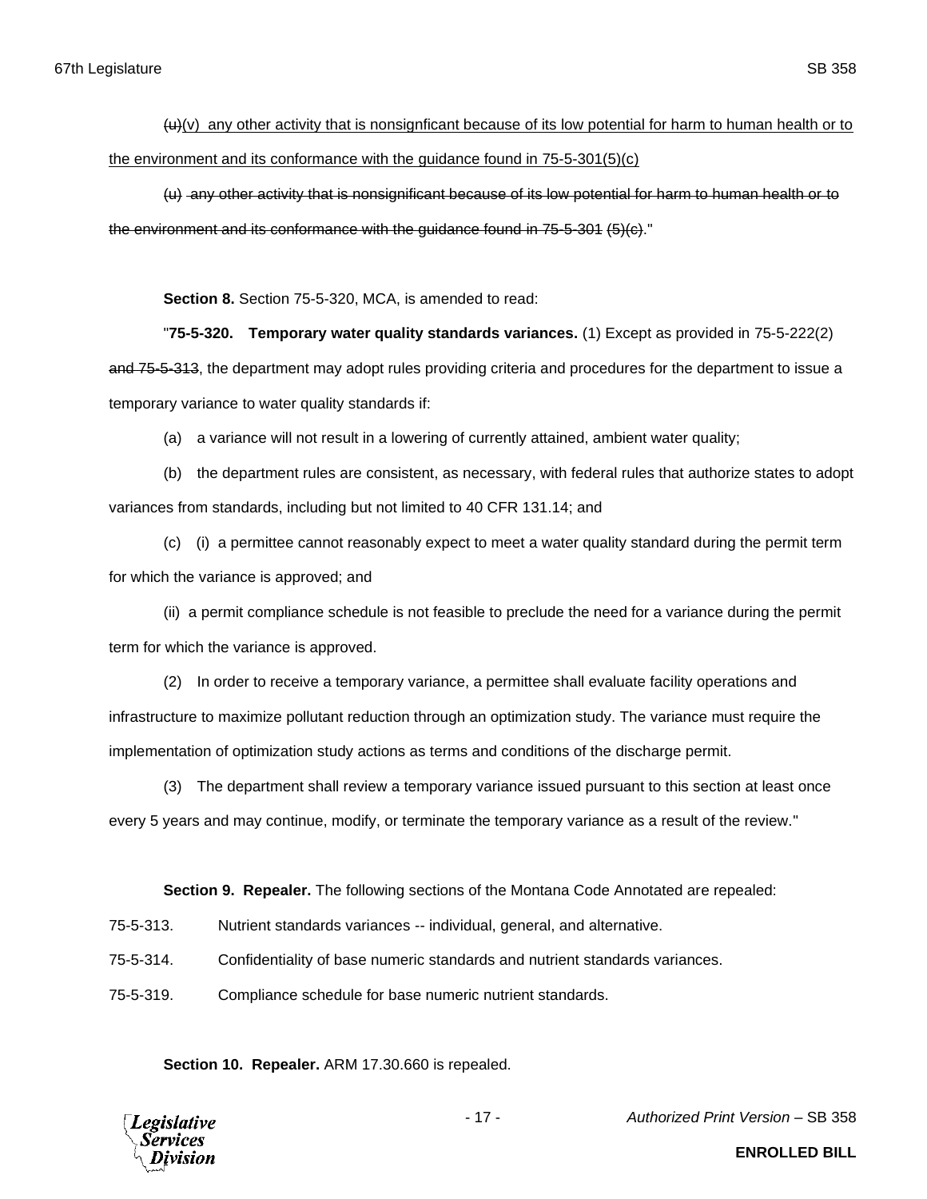~~(u)~~(v) any other activity that is nonsignficant because of its low potential for harm to human health or to the environment and its conformance with the guidance found in 75-5-301(5)(c)

~~(u) any other activity that is nonsignificant because of its low potential for harm to human health or to the environment and its conformance with the guidance found in 75-5-301 (5)(c)~~."

**Section 8.** Section 75-5-320, MCA, is amended to read:

"**75-5-320. Temporary water quality standards variances.** (1) Except as provided in 75-5-222(2) ~~and 75-5-313~~, the department may adopt rules providing criteria and procedures for the department to issue a temporary variance to water quality standards if:

(a) a variance will not result in a lowering of currently attained, ambient water quality;

(b) the department rules are consistent, as necessary, with federal rules that authorize states to adopt variances from standards, including but not limited to 40 CFR 131.14; and

(c) (i) a permittee cannot reasonably expect to meet a water quality standard during the permit term for which the variance is approved; and

(ii) a permit compliance schedule is not feasible to preclude the need for a variance during the permit term for which the variance is approved.

(2) In order to receive a temporary variance, a permittee shall evaluate facility operations and infrastructure to maximize pollutant reduction through an optimization study. The variance must require the implementation of optimization study actions as terms and conditions of the discharge permit.

(3) The department shall review a temporary variance issued pursuant to this section at least once every 5 years and may continue, modify, or terminate the temporary variance as a result of the review."

**Section 9. Repealer.** The following sections of the Montana Code Annotated are repealed:

75-5-313. Nutrient standards variances -- individual, general, and alternative.

75-5-314. Confidentiality of base numeric standards and nutrient standards variances.

75-5-319. Compliance schedule for base numeric nutrient standards.

**Section 10. Repealer.** ARM 17.30.660 is repealed.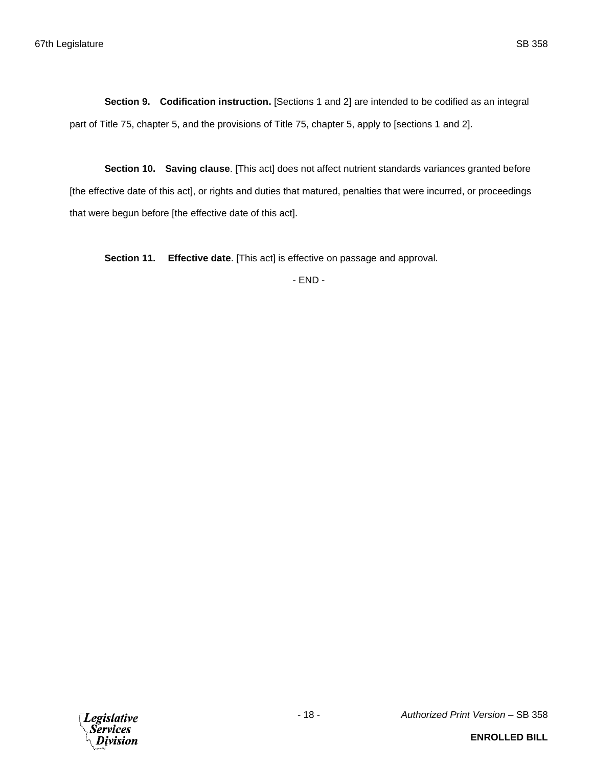**Section 9. Codification instruction.** [Sections 1 and 2] are intended to be codified as an integral part of Title 75, chapter 5, and the provisions of Title 75, chapter 5, apply to [sections 1 and 2].

**Section 10. Saving clause**. [This act] does not affect nutrient standards variances granted before [the effective date of this act], or rights and duties that matured, penalties that were incurred, or proceedings that were begun before [the effective date of this act].

**Section 11. Effective date**. [This act] is effective on passage and approval.

- END -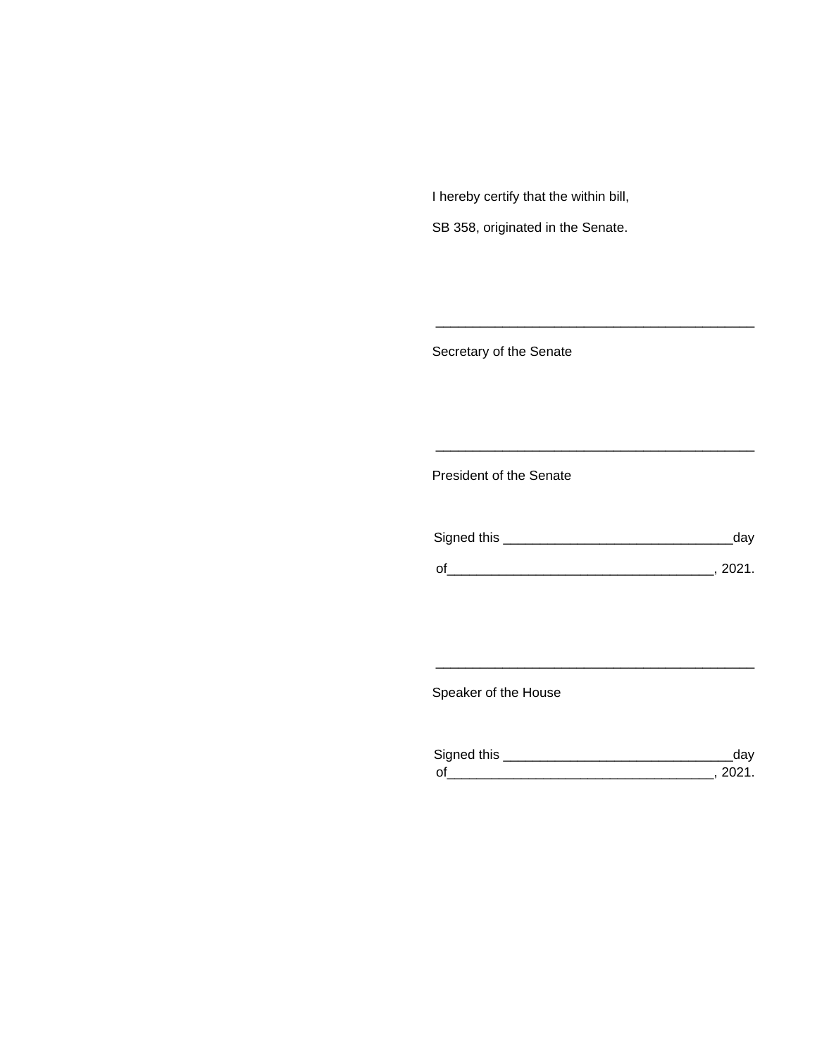I hereby certify that the within bill,

SB 358, originated in the Senate.

\_\_\_\_\_\_\_\_\_\_\_\_\_\_\_\_\_\_\_\_\_\_\_\_\_\_\_\_\_\_\_\_\_\_\_\_\_\_\_\_\_\_\_\_

Secretary of the Senate

\_\_\_\_\_\_\_\_\_\_\_\_\_\_\_\_\_\_\_\_\_\_\_\_\_\_\_\_\_\_\_\_\_\_\_\_\_\_\_\_\_\_\_\_

President of the Senate

Signed this \_\_\_\_\_\_\_\_\_\_\_\_\_\_\_\_\_\_\_\_\_\_\_\_\_\_\_\_\_\_\_day

of\_\_\_\_\_\_\_\_\_\_\_\_\_\_\_\_\_\_\_\_\_\_\_\_\_\_\_\_\_\_\_\_\_\_\_\_, 2021.

\_\_\_\_\_\_\_\_\_\_\_\_\_\_\_\_\_\_\_\_\_\_\_\_\_\_\_\_\_\_\_\_\_\_\_\_\_\_\_\_\_\_\_\_

Speaker of the House

Signed this \_\_\_\_\_\_\_\_\_\_\_\_\_\_\_\_\_\_\_\_\_\_\_\_\_\_\_\_\_\_\_day
of\_\_\_\_\_\_\_\_\_\_\_\_\_\_\_\_\_\_\_\_\_\_\_\_\_\_\_\_\_\_\_\_\_\_\_\_, 2021.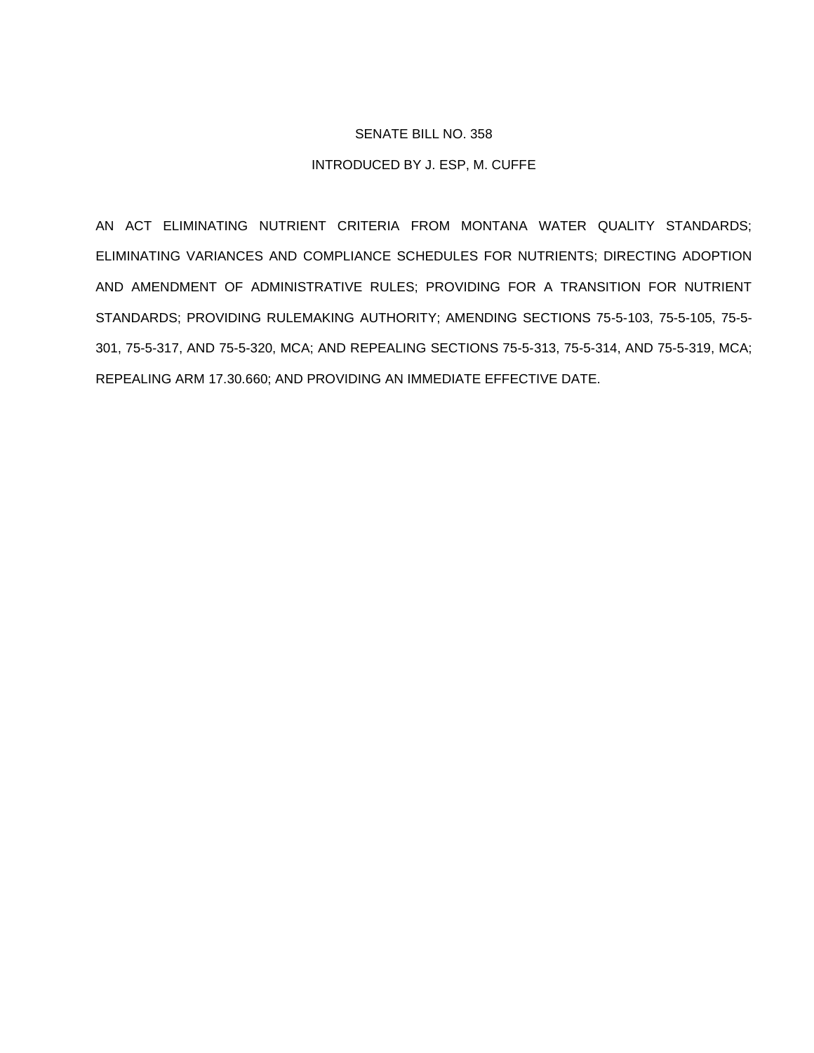SENATE BILL NO. 358

INTRODUCED BY J. ESP, M. CUFFE

AN ACT ELIMINATING NUTRIENT CRITERIA FROM MONTANA WATER QUALITY STANDARDS; ELIMINATING VARIANCES AND COMPLIANCE SCHEDULES FOR NUTRIENTS; DIRECTING ADOPTION AND AMENDMENT OF ADMINISTRATIVE RULES; PROVIDING FOR A TRANSITION FOR NUTRIENT STANDARDS; PROVIDING RULEMAKING AUTHORITY; AMENDING SECTIONS 75-5-103, 75-5-105, 75-5-301, 75-5-317, AND 75-5-320, MCA; AND REPEALING SECTIONS 75-5-313, 75-5-314, AND 75-5-319, MCA; REPEALING ARM 17.30.660; AND PROVIDING AN IMMEDIATE EFFECTIVE DATE.